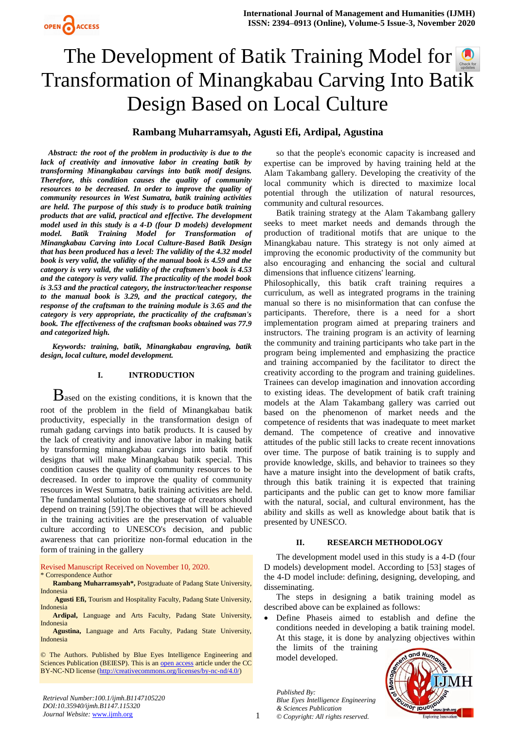# The Development of Batik Training Model for Transformation of Minangkabau Carving Into Batik Design Based on Local Culture

**Rambang Muharramsyah, Agusti Efi, Ardipal, Agustina**

***Abstract:** the root of the problem in productivity is due to the lack of creativity and innovative labor in creating batik by transforming Minangkabau carvings into batik motif designs. Therefore, this condition causes the quality of community resources to be decreased. In order to improve the quality of community resources in West Sumatra, batik training activities are held. The purpose of this study is to produce batik training products that are valid, practical and effective. The development model used in this study is a 4-D (four D models) development model. Batik Training Model for Transformation of Minangkabau Carving into Local Culture-Based Batik Design that has been produced has a level: The validity of the 4.32 model book is very valid, the validity of the manual book is 4.59 and the category is very valid, the validity of the craftsmen's book is 4.53 and the category is very valid. The practicality of the model book is 3.53 and the practical category, the instructor/teacher response to the manual book is 3.29, and the practical category, the response of the craftsman to the training module is 3.65 and the category is very appropriate, the practicality of the craftsman's book. The effectiveness of the craftsman books obtained was 77.9 and categorized high.*

***Keywords:** training, batik, Minangkabau engraving, batik design, local culture, model development.*

## I. INTRODUCTION

Based on the existing conditions, it is known that the root of the problem in the field of Minangkabau batik productivity, especially in the transformation design of rumah gadang carvings into batik products. It is caused by the lack of creativity and innovative labor in making batik by transforming minangkabau carvings into batik motif designs that will make Minangkabau batik special. This condition causes the quality of community resources to be decreased. In order to improve the quality of community resources in West Sumatra, batik training activities are held. The fundamental solution to the shortage of creators should depend on training [59].The objectives that will be achieved in the training activities are the preservation of valuable culture according to UNESCO's decision, and public awareness that can prioritize non-formal education in the form of training in the gallery so that the people's economic capacity is increased and expertise can be improved by having training held at the Alam Takambang gallery. Developing the creativity of the local community which is directed to maximize local potential through the utilization of natural resources, community and cultural resources.

Batik training strategy at the Alam Takambang gallery seeks to meet market needs and demands through the production of traditional motifs that are unique to the Minangkabau nature. This strategy is not only aimed at improving the economic productivity of the community but also encouraging and enhancing the social and cultural dimensions that influence citizens' learning.

Philosophically, this batik craft training requires a curriculum, as well as integrated programs in the training manual so there is no misinformation that can confuse the participants. Therefore, there is a need for a short implementation program aimed at preparing trainers and instructors. The training program is an activity of learning the community and training participants who take part in the program being implemented and emphasizing the practice and training accompanied by the facilitator to direct the creativity according to the program and training guidelines. Trainees can develop imagination and innovation according to existing ideas. The development of batik craft training models at the Alam Takambang gallery was carried out based on the phenomenon of market needs and the competence of residents that was inadequate to meet market demand. The competence of creative and innovative attitudes of the public still lacks to create recent innovations over time. The purpose of batik training is to supply and provide knowledge, skills, and behavior to trainees so they have a mature insight into the development of batik crafts, through this batik training it is expected that training participants and the public can get to know more familiar with the natural, social, and cultural environment, has the ability and skills as well as knowledge about batik that is presented by UNESCO.

## II. RESEARCH METHODOLOGY

The development model used in this study is a 4-D (four D models) development model. According to [53] stages of the 4-D model include: defining, designing, developing, and disseminating.

The steps in designing a batik training model as described above can be explained as follows:

- Define Phaseis aimed to establish and define the conditions needed in developing a batik training model. At this stage, it is done by analyzing objectives within the limits of the training model developed.

Revised Manuscript Received on November 10, 2020.
\* Correspondence Author

**Rambang Muharramsyah\*,** Postgraduate of Padang State University, Indonesia

**Agusti Efi,** Tourism and Hospitality Faculty, Padang State University, Indonesia

**Ardipal,** Language and Arts Faculty, Padang State University, Indonesia

**Agustina,** Language and Arts Faculty, Padang State University, Indonesia

© The Authors. Published by Blue Eyes Intelligence Engineering and Sciences Publication (BEIESP). This is an open access article under the CC BY-NC-ND license (http://creativecommons.org/licenses/by-nc-nd/4.0/)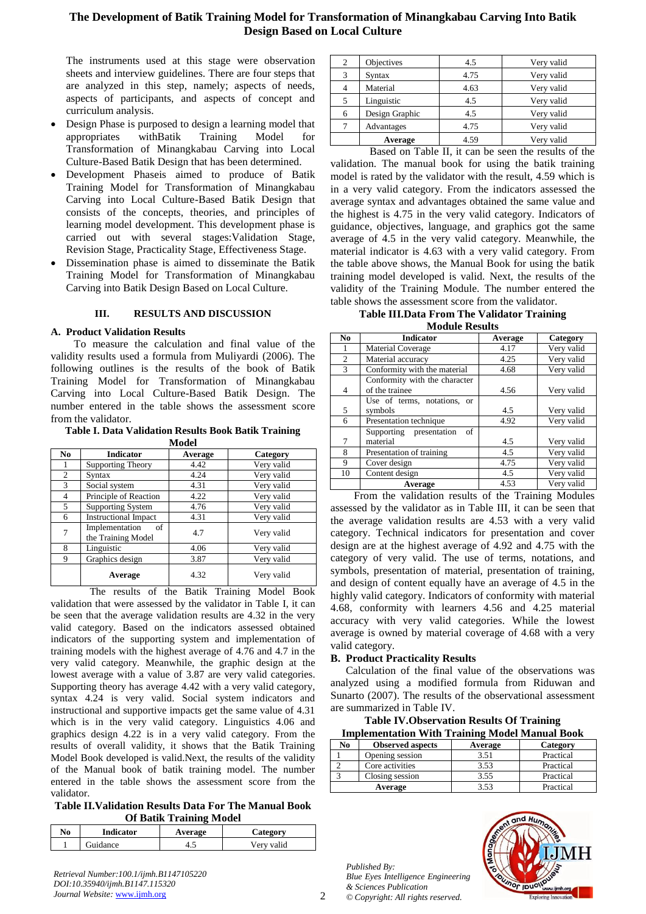The instruments used at this stage were observation sheets and interview guidelines. There are four steps that are analyzed in this step, namely; aspects of needs, aspects of participants, and aspects of concept and curriculum analysis.

- Design Phase is purposed to design a learning model that appropriates withBatik Training Model for Transformation of Minangkabau Carving into Local Culture-Based Batik Design that has been determined.
- Development Phaseis aimed to produce of Batik Training Model for Transformation of Minangkabau Carving into Local Culture-Based Batik Design that consists of the concepts, theories, and principles of learning model development. This development phase is carried out with several stages:Validation Stage, Revision Stage, Practicality Stage, Effectiveness Stage.
- Dissemination phase is aimed to disseminate the Batik Training Model for Transformation of Minangkabau Carving into Batik Design Based on Local Culture.

## III. RESULTS AND DISCUSSION

### A. Product Validation Results

To measure the calculation and final value of the validity results used a formula from Muliyardi (2006). The following outlines is the results of the book of Batik Training Model for Transformation of Minangkabau Carving into Local Culture-Based Batik Design. The number entered in the table shows the assessment score from the validator.

**Table I. Data Validation Results Book Batik Training Model**

| No | Indicator | Average | Category |
|---|---|---|---|
| 1 | Supporting Theory | 4.42 | Very valid |
| 2 | Syntax | 4.24 | Very valid |
| 3 | Social system | 4.31 | Very valid |
| 4 | Principle of Reaction | 4.22 | Very valid |
| 5 | Supporting System | 4.76 | Very valid |
| 6 | Instructional Impact | 4.31 | Very valid |
| 7 | Implementation of the Training Model | 4.7 | Very valid |
| 8 | Linguistic | 4.06 | Very valid |
| 9 | Graphics design | 3.87 | Very valid |
| | **Average** | 4.32 | Very valid |

The results of the Batik Training Model Book validation that were assessed by the validator in Table I, it can be seen that the average validation results are 4.32 in the very valid category. Based on the indicators assessed obtained indicators of the supporting system and implementation of training models with the highest average of 4.76 and 4.7 in the very valid category. Meanwhile, the graphic design at the lowest average with a value of 3.87 are very valid categories. Supporting theory has average 4.42 with a very valid category, syntax 4.24 is very valid. Social system indicators and instructional and supportive impacts get the same value of 4.31 which is in the very valid category. Linguistics 4.06 and graphics design 4.22 is in a very valid category. From the results of overall validity, it shows that the Batik Training Model Book developed is valid.Next, the results of the validity of the Manual book of batik training model. The number entered in the table shows the assessment score from the validator.

**Table II.Validation Results Data For The Manual Book Of Batik Training Model**

| No | Indicator | Average | Category |
|---|---|---|---|
| 1 | Guidance | 4.5 | Very valid |
| 2 | Objectives | 4.5 | Very valid |
| 3 | Syntax | 4.75 | Very valid |
| 4 | Material | 4.63 | Very valid |
| 5 | Linguistic | 4.5 | Very valid |
| 6 | Design Graphic | 4.5 | Very valid |
| 7 | Advantages | 4.75 | Very valid |
| | **Average** | 4.59 | Very valid |

Based on Table II, it can be seen the results of the validation. The manual book for using the batik training model is rated by the validator with the result, 4.59 which is in a very valid category. From the indicators assessed the average syntax and advantages obtained the same value and the highest is 4.75 in the very valid category. Indicators of guidance, objectives, language, and graphics got the same average of 4.5 in the very valid category. Meanwhile, the material indicator is 4.63 with a very valid category. From the table above shows, the Manual Book for using the batik training model developed is valid. Next, the results of the validity of the Training Module. The number entered the table shows the assessment score from the validator.

**Table III.Data From The Validator Training Module Results**

| No | Indicator | Average | Category |
|---|---|---|---|
| 1 | Material Coverage | 4.17 | Very valid |
| 2 | Material accuracy | 4.25 | Very valid |
| 3 | Conformity with the material | 4.68 | Very valid |
| 4 | Conformity with the character of the trainee | 4.56 | Very valid |
| 5 | Use of terms, notations, or symbols | 4.5 | Very valid |
| 6 | Presentation technique | 4.92 | Very valid |
| 7 | Supporting presentation of material | 4.5 | Very valid |
| 8 | Presentation of training | 4.5 | Very valid |
| 9 | Cover design | 4.75 | Very valid |
| 10 | Content design | 4.5 | Very valid |
| | **Average** | 4.53 | Very valid |

From the validation results of the Training Modules assessed by the validator as in Table III, it can be seen that the average validation results are 4.53 with a very valid category. Technical indicators for presentation and cover design are at the highest average of 4.92 and 4.75 with the category of very valid. The use of terms, notations, and symbols, presentation of material, presentation of training, and design of content equally have an average of 4.5 in the highly valid category. Indicators of conformity with material 4.68, conformity with learners 4.56 and 4.25 material accuracy with very valid categories. While the lowest average is owned by material coverage of 4.68 with a very valid category.

### B. Product Practicality Results

Calculation of the final value of the observations was analyzed using a modified formula from Riduwan and Sunarto (2007). The results of the observational assessment are summarized in Table IV.

**Table IV.Observation Results Of Training Implementation With Training Model Manual Book**

| No | Observed aspects | Average | Category |
|---|---|---|---|
| 1 | Opening session | 3.51 | Practical |
| 2 | Core activities | 3.53 | Practical |
| 3 | Closing session | 3.55 | Practical |
| | **Average** | 3.53 | Practical |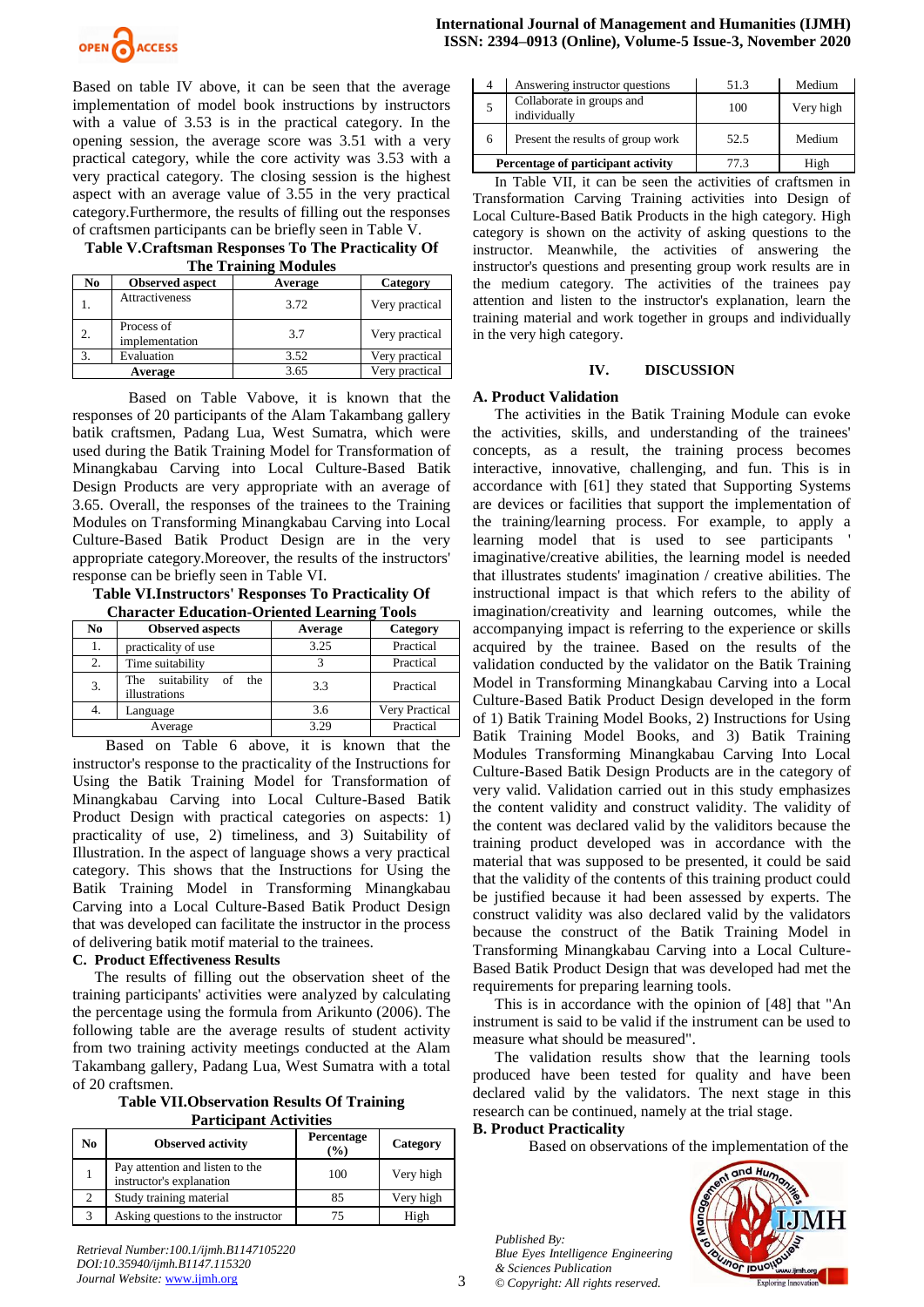Based on table IV above, it can be seen that the average implementation of model book instructions by instructors with a value of 3.53 is in the practical category. In the opening session, the average score was 3.51 with a very practical category, while the core activity was 3.53 with a very practical category. The closing session is the highest aspect with an average value of 3.55 in the very practical category.Furthermore, the results of filling out the responses of craftsmen participants can be briefly seen in Table V.

**Table V.Craftsman Responses To The Practicality Of The Training Modules**

| No | Observed aspect | Average | Category |
|---|---|---|---|
| 1. | Attractiveness | 3.72 | Very practical |
| 2. | Process of implementation | 3.7 | Very practical |
| 3. | Evaluation | 3.52 | Very practical |
| | **Average** | 3.65 | Very practical |

Based on Table Vabove, it is known that the responses of 20 participants of the Alam Takambang gallery batik craftsmen, Padang Lua, West Sumatra, which were used during the Batik Training Model for Transformation of Minangkabau Carving into Local Culture-Based Batik Design Products are very appropriate with an average of 3.65. Overall, the responses of the trainees to the Training Modules on Transforming Minangkabau Carving into Local Culture-Based Batik Product Design are in the very appropriate category.Moreover, the results of the instructors' response can be briefly seen in Table VI.

**Table VI.Instructors' Responses To Practicality Of Character Education-Oriented Learning Tools**

| No | Observed aspects | Average | Category |
|---|---|---|---|
| 1. | practicality of use | 3.25 | Practical |
| 2. | Time suitability | 3 | Practical |
| 3. | The suitability of the illustrations | 3.3 | Practical |
| 4. | Language | 3.6 | Very Practical |
| | Average | 3.29 | Practical |

Based on Table 6 above, it is known that the instructor's response to the practicality of the Instructions for Using the Batik Training Model for Transformation of Minangkabau Carving into Local Culture-Based Batik Product Design with practical categories on aspects: 1) practicality of use, 2) timeliness, and 3) Suitability of Illustration. In the aspect of language shows a very practical category. This shows that the Instructions for Using the Batik Training Model in Transforming Minangkabau Carving into a Local Culture-Based Batik Product Design that was developed can facilitate the instructor in the process of delivering batik motif material to the trainees.

**C. Product Effectiveness Results**

The results of filling out the observation sheet of the training participants' activities were analyzed by calculating the percentage using the formula from Arikunto (2006). The following table are the average results of student activity from two training activity meetings conducted at the Alam Takambang gallery, Padang Lua, West Sumatra with a total of 20 craftsmen.

**Table VII.Observation Results Of Training Participant Activities**

| No | Observed activity | Percentage (%) | Category |
|---|---|---|---|
| 1 | Pay attention and listen to the instructor's explanation | 100 | Very high |
| 2 | Study training material | 85 | Very high |
| 3 | Asking questions to the instructor | 75 | High |
| 4 | Answering instructor questions | 51.3 | Medium |
| 5 | Collaborate in groups and individually | 100 | Very high |
| 6 | Present the results of group work | 52.5 | Medium |
| | **Percentage of participant activity** | 77.3 | High |

In Table VII, it can be seen the activities of craftsmen in Transformation Carving Training activities into Design of Local Culture-Based Batik Products in the high category. High category is shown on the activity of asking questions to the instructor. Meanwhile, the activities of answering the instructor's questions and presenting group work results are in the medium category. The activities of the trainees pay attention and listen to the instructor's explanation, learn the training material and work together in groups and individually in the very high category.

## IV. DISCUSSION

**A. Product Validation**

The activities in the Batik Training Module can evoke the activities, skills, and understanding of the trainees' concepts, as a result, the training process becomes interactive, innovative, challenging, and fun. This is in accordance with [61] they stated that Supporting Systems are devices or facilities that support the implementation of the training/learning process. For example, to apply a learning model that is used to see participants ' imaginative/creative abilities, the learning model is needed that illustrates students' imagination / creative abilities. The instructional impact is that which refers to the ability of imagination/creativity and learning outcomes, while the accompanying impact is referring to the experience or skills acquired by the trainee. Based on the results of the validation conducted by the validator on the Batik Training Model in Transforming Minangkabau Carving into a Local Culture-Based Batik Product Design developed in the form of 1) Batik Training Model Books, 2) Instructions for Using Batik Training Model Books, and 3) Batik Training Modules Transforming Minangkabau Carving Into Local Culture-Based Batik Design Products are in the category of very valid. Validation carried out in this study emphasizes the content validity and construct validity. The validity of the content was declared valid by the validitors because the training product developed was in accordance with the material that was supposed to be presented, it could be said that the validity of the contents of this training product could be justified because it had been assessed by experts. The construct validity was also declared valid by the validators because the construct of the Batik Training Model in Transforming Minangkabau Carving into a Local Culture-Based Batik Product Design that was developed had met the requirements for preparing learning tools.

This is in accordance with the opinion of [48] that "An instrument is said to be valid if the instrument can be used to measure what should be measured".

The validation results show that the learning tools produced have been tested for quality and have been declared valid by the validators. The next stage in this research can be continued, namely at the trial stage.

**B. Product Practicality**

Based on observations of the implementation of the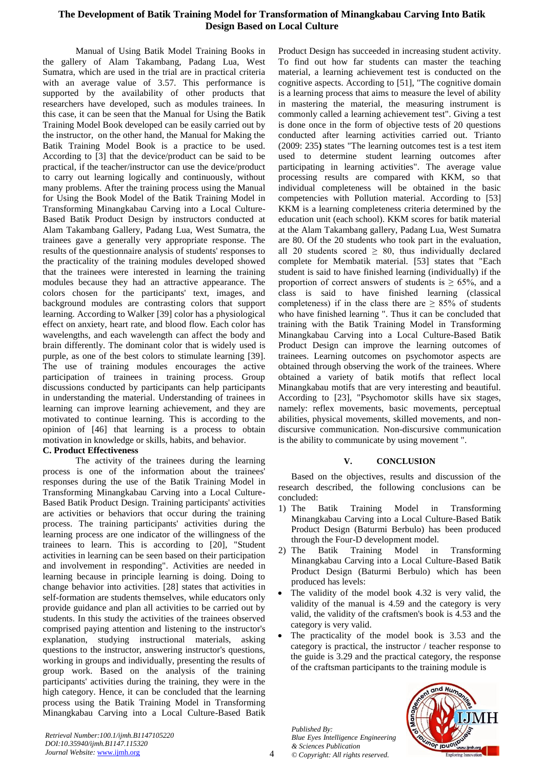Manual of Using Batik Model Training Books in the gallery of Alam Takambang, Padang Lua, West Sumatra, which are used in the trial are in practical criteria with an average value of 3.57. This performance is supported by the availability of other products that researchers have developed, such as modules trainees. In this case, it can be seen that the Manual for Using the Batik Training Model Book developed can be easily carried out by the instructor, on the other hand, the Manual for Making the Batik Training Model Book is a practice to be used. According to [3] that the device/product can be said to be practical, if the teacher/instructor can use the device/product to carry out learning logically and continuously, without many problems. After the training process using the Manual for Using the Book Model of the Batik Training Model in Transforming Minangkabau Carving into a Local Culture-Based Batik Product Design by instructors conducted at Alam Takambang Gallery, Padang Lua, West Sumatra, the trainees gave a generally very appropriate response. The results of the questionnaire analysis of students' responses to the practicality of the training modules developed showed that the trainees were interested in learning the training modules because they had an attractive appearance. The colors chosen for the participants' text, images, and background modules are contrasting colors that support learning. According to Walker [39] color has a physiological effect on anxiety, heart rate, and blood flow. Each color has wavelengths, and each wavelength can affect the body and brain differently. The dominant color that is widely used is purple, as one of the best colors to stimulate learning [39]. The use of training modules encourages the active participation of trainees in training process. Group discussions conducted by participants can help participants in understanding the material. Understanding of trainees in learning can improve learning achievement, and they are motivated to continue learning. This is according to the opinion of [46] that learning is a process to obtain motivation in knowledge or skills, habits, and behavior.

### C. Product Effectiveness

The activity of the trainees during the learning process is one of the information about the trainees' responses during the use of the Batik Training Model in Transforming Minangkabau Carving into a Local Culture-Based Batik Product Design. Training participants' activities are activities or behaviors that occur during the training process. The training participants' activities during the learning process are one indicator of the willingness of the trainees to learn. This is according to [20], "Student activities in learning can be seen based on their participation and involvement in responding". Activities are needed in learning because in principle learning is doing. Doing to change behavior into activities. [28] states that activities in self-formation are students themselves, while educators only provide guidance and plan all activities to be carried out by students. In this study the activities of the trainees observed comprised paying attention and listening to the instructor's explanation, studying instructional materials, asking questions to the instructor, answering instructor's questions, working in groups and individually, presenting the results of group work. Based on the analysis of the training participants' activities during the training, they were in the high category. Hence, it can be concluded that the learning process using the Batik Training Model in Transforming Minangkabau Carving into a Local Culture-Based Batik Product Design has succeeded in increasing student activity. To find out how far students can master the teaching material, a learning achievement test is conducted on the cognitive aspects. According to [51], "The cognitive domain is a learning process that aims to measure the level of ability in mastering the material, the measuring instrument is commonly called a learning achievement test". Giving a test is done once in the form of objective tests of 20 questions conducted after learning activities carried out. Trianto (2009: 235**)** states "The learning outcomes test is a test item used to determine student learning outcomes after participating in learning activities". The average value processing results are compared with KKM, so that individual completeness will be obtained in the basic competencies with Pollution material. According to [53] KKM is a learning completeness criteria determined by the education unit (each school). KKM scores for batik material at the Alam Takambang gallery, Padang Lua, West Sumatra are 80. Of the 20 students who took part in the evaluation, all 20 students scored $\geq$ 80, thus individually declared complete for Membatik material. [53] states that "Each student is said to have finished learning (individually) if the proportion of correct answers of students is $\geq$ 65%, and a class is said to have finished learning (classical completeness) if in the class there are $\geq$ 85% of students who have finished learning ". Thus it can be concluded that training with the Batik Training Model in Transforming Minangkabau Carving into a Local Culture-Based Batik Product Design can improve the learning outcomes of trainees. Learning outcomes on psychomotor aspects are obtained through observing the work of the trainees. Where obtained a variety of batik motifs that reflect local Minangkabau motifs that are very interesting and beautiful. According to [23], "Psychomotor skills have six stages, namely: reflex movements, basic movements, perceptual abilities, physical movements, skilled movements, and non-discursive communication. Non-discursive communication is the ability to communicate by using movement ".

## V. CONCLUSION

Based on the objectives, results and discussion of the research described, the following conclusions can be concluded:

1) The Batik Training Model in Transforming Minangkabau Carving into a Local Culture-Based Batik Product Design (Baturmi Berbulo) has been produced through the Four-D development model.
2) The Batik Training Model in Transforming Minangkabau Carving into a Local Culture-Based Batik Product Design (Baturmi Berbulo) which has been produced has levels:

- The validity of the model book 4.32 is very valid, the validity of the manual is 4.59 and the category is very valid, the validity of the craftsmen's book is 4.53 and the category is very valid.
- The practicality of the model book is 3.53 and the category is practical, the instructor / teacher response to the guide is 3.29 and the practical category, the response of the craftsman participants to the training module is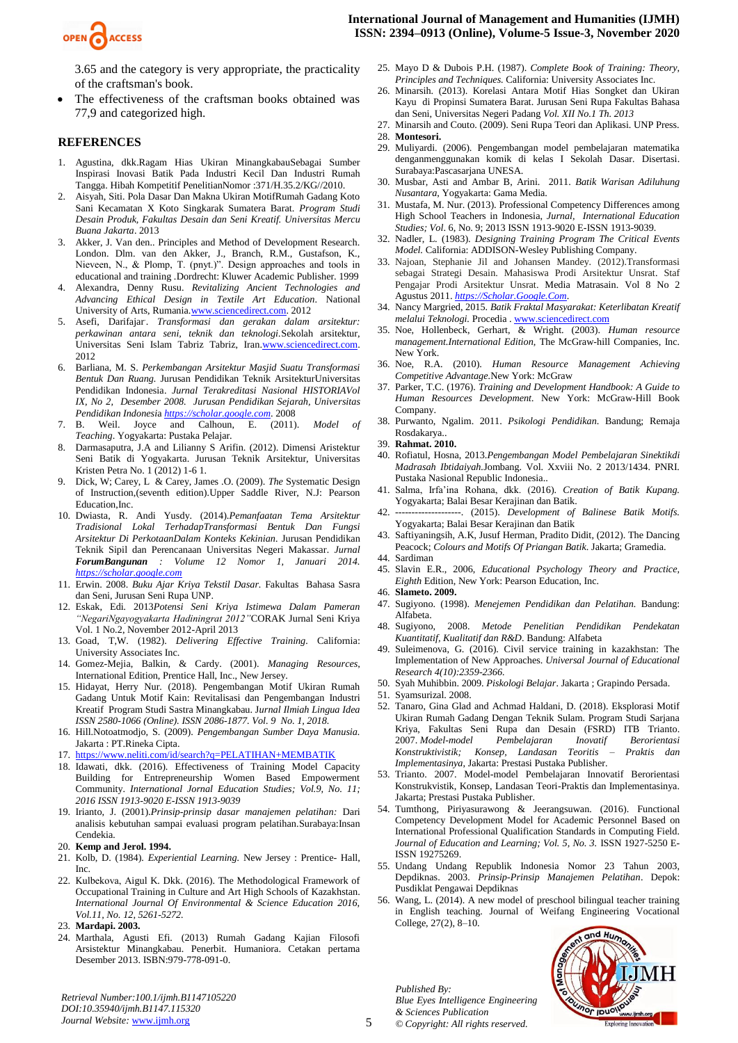3.65 and the category is very appropriate, the practicality of the craftsman's book.

- The effectiveness of the craftsman books obtained was 77,9 and categorized high.

## REFERENCES

1. Agustina, dkk.Ragam Hias Ukiran MinangkabauSebagai Sumber Inspirasi Inovasi Batik Pada Industri Kecil Dan Industri Rumah Tangga. Hibah Kompetitif PenelitianNomor :371/H.35.2/KG//2010.
2. Aisyah, Siti. Pola Dasar Dan Makna Ukiran MotifRumah Gadang Koto Sani Kecamatan X Koto Singkarak Sumatera Barat. *Program Studi Desain Produk, Fakultas Desain dan Seni Kreatif. Universitas Mercu Buana Jakarta*. 2013
3. Akker, J. Van den.. Principles and Method of Development Research. London. Dlm. van den Akker, J., Branch, R.M., Gustafson, K., Nieveen, N., & Plomp, T. (pnyt.)". Design approaches and tools in educational and training .Dordrecht: Kluwer Academic Publisher. 1999
4. Alexandra, Denny Rusu. *Revitalizing Ancient Technologies and Advancing Ethical Design in Textile Art Education*. National University of Arts, Rumania.www.sciencedirect.com. 2012
5. Asefi, Darifajar. *Transformasi dan gerakan dalam arsitektur: perkawinan antara seni, teknik dan teknologi*.Sekolah arsitektur, Universitas Seni Islam Tabriz Tabriz, Iran.www.sciencedirect.com. 2012
6. Barliana, M. S. *Perkembangan Arsitektur Masjid Suatu Transformasi Bentuk Dan Ruang.* Jurusan Pendidikan Teknik ArsitekturUniversitas Pendidikan Indonesia. *Jurnal Terakreditasi Nasional HISTORIAVol IX, No 2, Desember 2008. Jurusan Pendidikan Sejarah, Universitas Pendidikan Indonesia https://scholar.google.com*. 2008
7. B. Weil. Joyce and Calhoun, E. (2011). *Model of Teaching*. Yogyakarta: Pustaka Pelajar.
8. Darmasaputra, J.A and Lilianny S Arifin. (2012). Dimensi Aristektur Seni Batik di Yogyakarta. Jurusan Teknik Arsitektur, Universitas Kristen Petra No. 1 (2012) 1-6 1.
9. Dick, W; Carey, L & Carey, James .O. (2009). *The* Systematic Design of Instruction,(seventh edition).Upper Saddle River, N.J: Pearson Education,Inc.
10. Dwiasta, R. Andi Yusdy. (2014).*Pemanfaatan Tema Arsitektur Tradisional Lokal TerhadapTransformasi Bentuk Dan Fungsi Arsitektur Di PerkotaanDalam Konteks Kekinian*. Jurusan Pendidikan Teknik Sipil dan Perencanaan Universitas Negeri Makassar. *Jurnal **ForumBangunan** : Volume 12 Nomor 1, Januari 2014. https://scholar.google.com*
11. Erwin. 2008. *Buku Ajar Kriya Tekstil Dasar*. Fakultas Bahasa Sasra dan Seni, Jurusan Seni Rupa UNP.
12. Eskak, Edi. 2013*Potensi Seni Kriya Istimewa Dalam Pameran "NegariNgayogyakarta Hadiningrat 2012"*CORAK Jurnal Seni Kriya Vol. 1 No.2, November 2012-April 2013
13. Goad, T,W. (1982). *Delivering Effective Training*. California: University Associates Inc.
14. Gomez-Mejia, Balkin, & Cardy. (2001). *Managing Resources*, International Edition, Prentice Hall, Inc., New Jersey.
15. Hidayat, Herry Nur. (2018). Pengembangan Motif Ukiran Rumah Gadang Untuk Motif Kain: Revitalisasi dan Pengembangan Industri Kreatif Program Studi Sastra Minangkabau. J*urnal Ilmiah Lingua Idea ISSN 2580-1066 (Online). ISSN 2086-1877. Vol. 9 No. 1, 2018.*
16. Hill.Notoatmodjo, S. (2009). *Pengembangan Sumber Daya Manusia*. Jakarta : PT.Rineka Cipta.
17. https://www.neliti.com/id/search?q=PELATIHAN+MEMBATIK
18. Idawati, dkk. (2016). Effectiveness of Training Model Capacity Building for Entrepreneurship Women Based Empowerment Community. *International Jornal Education Studies; Vol.9, No. 11; 2016 ISSN 1913-9020 E-ISSN 1913-9039*
19. Irianto, J. (2001).*Prinsip-prinsip dasar manajemen pelatihan:* Dari analisis kebutuhan sampai evaluasi program pelatihan.Surabaya:Insan Cendekia.
20. **Kemp and Jerol. 1994.**
21. Kolb, D. (1984). *Experiential Learning.* New Jersey : Prentice- Hall, Inc.
22. Kulbekova, Aigul K. Dkk. (2016). The Methodological Framework of Occupational Training in Culture and Art High Schools of Kazakhstan. *International Journal Of Environmental & Science Education 2016, Vol.11, No. 12, 5261-5272.*
23. **Mardapi. 2003.**
24. Marthala, Agusti Efi. (2013) Rumah Gadang Kajian Filosofi Arsistektur Minangkabau. Penerbit. Humaniora. Cetakan pertama Desember 2013. ISBN:979-778-091-0.
25. Mayo D & Dubois P.H. (1987). *Complete Book of Training: Theory, Principles and Techniques.* California: University Associates Inc.
26. Minarsih. (2013). Korelasi Antara Motif Hias Songket dan Ukiran Kayu di Propinsi Sumatera Barat. Jurusan Seni Rupa Fakultas Bahasa dan Seni, Universitas Negeri Padang *Vol. XII No.1 Th. 2013*
27. Minarsih and Couto. (2009). Seni Rupa Teori dan Aplikasi. UNP Press.
28. **Montesori.**
29. Muliyardi. (2006). Pengembangan model pembelajaran matematika denganmenggunakan komik di kelas I Sekolah Dasar. Disertasi. Surabaya:Pascasarjana UNESA.
30. Musbar, Asti and Ambar B, Arini. 2011. *Batik Warisan Adiluhung Nusantara*, Yogyakarta: Gama Media.
31. Mustafa, M. Nur. (2013). Professional Competency Differences among High School Teachers in Indonesia, *Jurnal, International Education Studies; Vol*. 6, No. 9; 2013 ISSN 1913-9020 E-ISSN 1913-9039.
32. Nadler, L. (1983). *Designing Training Program The Critical Events Model.* California: ADDISON-Wesley Publishing Company.
33. Najoan, Stephanie Jil and Johansen Mandey. (2012).Transformasi sebagai Strategi Desain. Mahasiswa Prodi Arsitektur Unsrat. Staf Pengajar Prodi Arsitektur Unsrat. Media Matrasain. Vol 8 No 2 Agustus 2011. *https://Scholar.Google.Com.*
34. Nancy Margried, 2015. *Batik Fraktal Masyarakat: Keterlibatan Kreatif melalui Teknologi.* Procedia . www.sciencedirect.com
35. Noe, Hollenbeck, Gerhart, & Wright. (2003). *Human resource management.International Edition,* The McGraw-hill Companies, Inc. New York.
36. Noe, R.A. (2010). *Human Resource Management Achieving Competitive Advantage.*New York: McGraw
37. Parker, T.C. (1976). *Training and Development Handbook: A Guide to Human Resources Development*. New York: McGraw-Hill Book Company.
38. Purwanto, Ngalim. 2011. *Psikologi Pendidikan*. Bandung; Remaja Rosdakarya..
39. **Rahmat. 2010.**
40. Rofiatul, Hosna, 2013.*Pengembangan Model Pembelajaran Sinektikdi Madrasah Ibtidaiyah*.Jombang. Vol. Xxviii No. 2 2013/1434. PNRI. Pustaka Nasional Republic Indonesia..
41. Salma, Irfa'ina Rohana, dkk. (2016). *Creation of Batik Kupang.* Yogyakarta; Balai Besar Kerajinan dan Batik.
42. --------------------. (2015). *Development of Balinese Batik Motifs.* Yogyakarta; Balai Besar Kerajinan dan Batik
43. Saftiyaningsih, A.K, Jusuf Herman, Pradito Didit, (2012). The Dancing Peacock; *Colours and Motifs Of Priangan Batik*. Jakarta; Gramedia.
44. Sardiman
45. Slavin E.R., 2006, *Educational Psychology Theory and Practice, Eighth* Edition, New York: Pearson Education, Inc.
46. **Slameto. 2009.**
47. Sugiyono. (1998). *Menejemen Pendidikan dan Pelatihan.* Bandung: Alfabeta.
48. Sugiyono, 2008. *Metode Penelitian Pendidikan Pendekatan Kuantitatif, Kualitatif dan R&D*. Bandung: Alfabeta
49. Suleimenova, G. (2016). Civil service training in kazakhstan: The Implementation of New Approaches. *Universal Journal of Educational Research 4(10):2359-2366.*
50. Syah Muhibbin. 2009. *Piskologi Belajar*. Jakarta ; Grapindo Persada.
51. Syamsurizal. 2008.
52. Tanaro, Gina Glad and Achmad Haldani, D. (2018). Eksplorasi Motif Ukiran Rumah Gadang Dengan Teknik Sulam. Program Studi Sarjana Kriya, Fakultas Seni Rupa dan Desain (FSRD) ITB Trianto. 2007. *Model-model Pembelajaran Inovatif Berorientasi Konstruktivistik; Konsep, Landasan Teoritis – Praktis dan Implementasinya*, Jakarta: Prestasi Pustaka Publisher.
53. Trianto. 2007. Model-model Pembelajaran Innovatif Berorientasi Konstrukvistik, Konsep, Landasan Teori-Praktis dan Implementasinya. Jakarta; Prestasi Pustaka Publisher.
54. Tumthong, Piriyasurawong & Jeerangsuwan. (2016). Functional Competency Development Model for Academic Personnel Based on International Professional Qualification Standards in Computing Field. *Journal of Education and Learning; Vol. 5, No. 3.* ISSN 1927-5250 E-ISSN 19275269.
55. Undang Undang Republik Indonesia Nomor 23 Tahun 2003, Depdiknas. 2003. *Prinsip-Prinsip Manajemen Pelatihan*. Depok: Pusdiklat Pegawai Depdiknas
56. Wang, L. (2014). A new model of preschool bilingual teacher training in English teaching. Journal of Weifang Engineering Vocational College, 27(2), 8–10.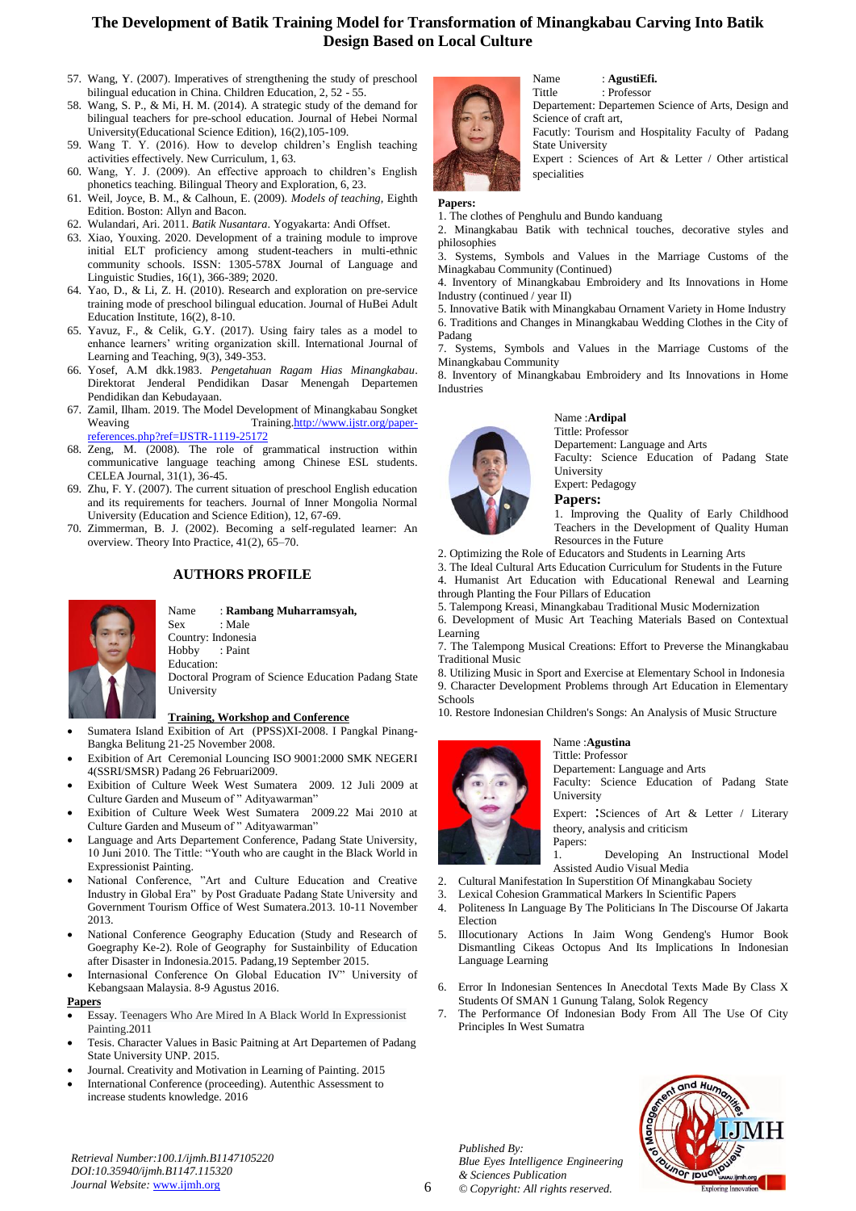57. Wang, Y. (2007). Imperatives of strengthening the study of preschool bilingual education in China. Children Education, 2, 52 - 55.
58. Wang, S. P., & Mi, H. M. (2014). A strategic study of the demand for bilingual teachers for pre-school education. Journal of Hebei Normal University(Educational Science Edition), 16(2),105-109.
59. Wang T. Y. (2016). How to develop children's English teaching activities effectively. New Curriculum, 1, 63.
60. Wang, Y. J. (2009). An effective approach to children's English phonetics teaching. Bilingual Theory and Exploration, 6, 23.
61. Weil, Joyce, B. M., & Calhoun, E. (2009). *Models of teaching*, Eighth Edition. Boston: Allyn and Bacon.
62. Wulandari, Ari. 2011. *Batik Nusantara*. Yogyakarta: Andi Offset.
63. Xiao, Youxing. 2020. Development of a training module to improve initial ELT proficiency among student-teachers in multi-ethnic community schools. ISSN: 1305-578X Journal of Language and Linguistic Studies, 16(1), 366-389; 2020.
64. Yao, D., & Li, Z. H. (2010). Research and exploration on pre-service training mode of preschool bilingual education. Journal of HuBei Adult Education Institute, 16(2), 8-10.
65. Yavuz, F., & Celik, G.Y. (2017). Using fairy tales as a model to enhance learners' writing organization skill. International Journal of Learning and Teaching, 9(3), 349-353.
66. Yusfet, A.M dkk.1983. *Pengetahuan Ragam Hias Minangkabau*. Direktorat Jenderal Pendidikan Dasar Menengah Departemen Pendidikan dan Kebudayaan.
67. Zamil, Ilham. 2019. The Model Development of Minangkabau Songket Weaving Training.http://www.ijstr.org/paper-references.php?ref=IJSTR-1119-25172
68. Zeng, M. (2008). The role of grammatical instruction within communicative language teaching among Chinese ESL students. CELEA Journal, 31(1), 36-45.
69. Zhu, F. Y. (2007). The current situation of preschool English education and its requirements for teachers. Journal of Inner Mongolia Normal University (Education and Science Edition), 12, 67-69.
70. Zimmerman, B. J. (2002). Becoming a self-regulated learner: An overview. Theory Into Practice, 41(2), 65–70.

## AUTHORS PROFILE

Name : **Rambang Muharramsyah,**
Sex : Male
Country: Indonesia
Hobby : Paint
Education:
Doctoral Program of Science Education Padang State University

**Training, Workshop and Conference**

- Sumatera Island Exibition of Art (PPSS)XI-2008. I Pangkal Pinang-Bangka Belitung 21-25 November 2008.
- Exibition of Art Ceremonial Louncing ISO 9001:2000 SMK NEGERI 4(SSRI/SMSR) Padang 26 Februari2009.
- Exibition of Culture Week West Sumatera 2009. 12 Juli 2009 at Culture Garden and Museum of " Adityawarman"
- Exibition of Culture Week West Sumatera 2009.22 Mai 2010 at Culture Garden and Museum of " Adityawarman"
- Language and Arts Departement Conference, Padang State University, 10 Juni 2010. The Tittle: "Youth who are caught in the Black World in Expressionist Painting.
- National Conference, "Art and Culture Education and Creative Industry in Global Era" by Post Graduate Padang State University and Government Tourism Office of West Sumatera.2013. 10-11 November 2013.
- National Conference Geography Education (Study and Research of Goegraphy Ke-2). Role of Geography for Sustainibility of Education after Disaster in Indonesia.2015. Padang,19 September 2015.
- Internasional Conference On Global Education IV" University of Kebangsaan Malaysia. 8-9 Agustus 2016.

**Papers**

- Essay. Teenagers Who Are Mired In A Black World In Expressionist Painting.2011
- Tesis. Character Values in Basic Paitning at Art Departemen of Padang State University UNP. 2015.
- Journal. Creativity and Motivation in Learning of Painting. 2015
- International Conference (proceeding). Autenthic Assessment to increase students knowledge. 2016

Name : **AgustiEfi.**
Tittle : Professor
Departement: Departemen Science of Arts, Design and Science of craft art,
Facutly: Tourism and Hospitality Faculty of Padang State University
Expert : Sciences of Art & Letter / Other artistical specialities

**Papers:**

1. The clothes of Penghulu and Bundo kanduang
2. Minangkabau Batik with technical touches, decorative styles and philosophies
3. Systems, Symbols and Values in the Marriage Customs of the Minagkabau Community (Continued)
4. Inventory of Minangkabau Embroidery and Its Innovations in Home Industry (continued / year II)
5. Innovative Batik with Minangkabau Ornament Variety in Home Industry
6. Traditions and Changes in Minangkabau Wedding Clothes in the City of Padang
7. Systems, Symbols and Values in the Marriage Customs of the Minangkabau Community
8. Inventory of Minangkabau Embroidery and Its Innovations in Home Industries

Name :**Ardipal**
Title: Professor
Departement: Language and Arts
Faculty: Science Education of Padang State University
Expert: Pedagogy

**Papers:**

1. Improving the Quality of Early Childhood Teachers in the Development of Quality Human Resources in the Future
2. Optimizing the Role of Educators and Students in Learning Arts
3. The Ideal Cultural Arts Education Curriculum for Students in the Future
4. Humanist Art Education with Educational Renewal and Learning through Planting the Four Pillars of Education
5. Talempong Kreasi, Minangkabau Traditional Music Modernization
6. Development of Music Art Teaching Materials Based on Contextual Learning
7. The Talempong Musical Creations: Effort to Preverse the Minangkabau Traditional Music
8. Utilizing Music in Sport and Exercise at Elementary School in Indonesia
9. Character Development Problems through Art Education in Elementary Schools
10. Restore Indonesian Children's Songs: An Analysis of Music Structure

Name :**Agustina**
Tittle: Professor
Departement: Language and Arts
Faculty: Science Education of Padang State University
Expert: :Sciences of Art & Letter / Literary theory, analysis and criticism
Papers:

1. Developing An Instructional Model Assisted Audio Visual Media
2. Cultural Manifestation In Superstition Of Minangkabau Society
3. Lexical Cohesion Grammatical Markers In Scientific Papers
4. Politeness In Language By The Politicians In The Discourse Of Jakarta Election
5. Illocutionary Actions In Jaim Wong Gendeng's Humor Book Dismantling Cikeas Octopus And Its Implications In Indonesian Language Learning
6. Error In Indonesian Sentences In Anecdotal Texts Made By Class X Students Of SMAN 1 Gunung Talang, Solok Regency
7. The Performance Of Indonesian Body From All The Use Of City Principles In West Sumatra